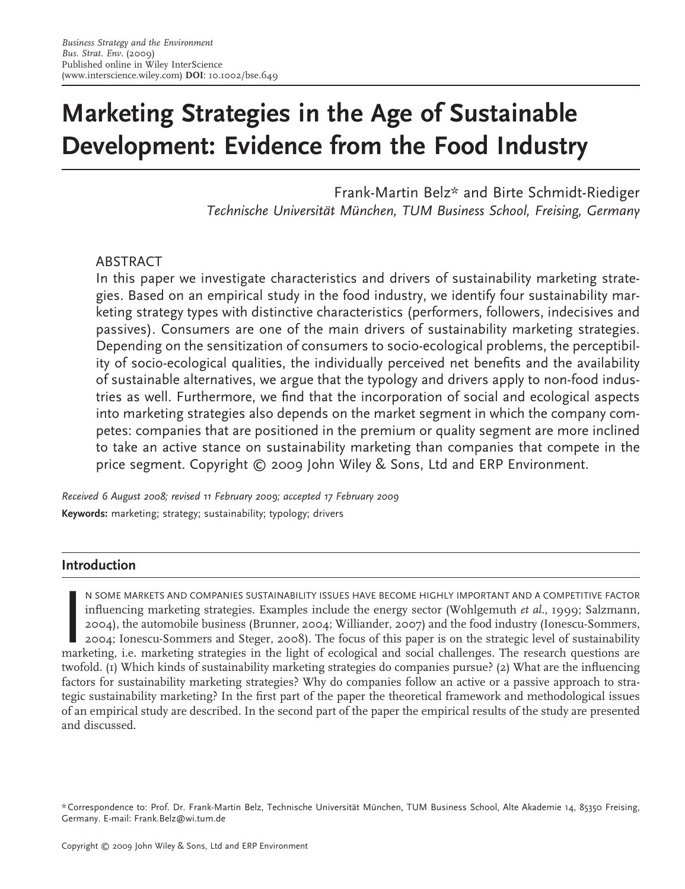# Marketing Strategies in the Age of Sustainable Development: Evidence from the Food Industry

Frank-Martin Belz* and Birte Schmidt-Riediger

*Technische Universität München, TUM Business School, Freising, Germany*

## ABSTRACT

In this paper we investigate characteristics and drivers of sustainability marketing strategies. Based on an empirical study in the food industry, we identify four sustainability marketing strategy types with distinctive characteristics (performers, followers, indecisives and passives). Consumers are one of the main drivers of sustainability marketing strategies. Depending on the sensitization of consumers to socio-ecological problems, the perceptibility of socio-ecological qualities, the individually perceived net benefits and the availability of sustainable alternatives, we argue that the typology and drivers apply to non-food industries as well. Furthermore, we find that the incorporation of social and ecological aspects into marketing strategies also depends on the market segment in which the company competes: companies that are positioned in the premium or quality segment are more inclined to take an active stance on sustainability marketing than companies that compete in the price segment. Copyright © 2009 John Wiley & Sons, Ltd and ERP Environment.

*Received 6 August 2008; revised 11 February 2009; accepted 17 February 2009*

**Keywords:** marketing; strategy; sustainability; typology; drivers

## Introduction

In some markets and companies sustainability issues have become highly important and a competitive factor influencing marketing strategies. Examples include the energy sector (Wohlgemuth *et al.*, 1999; Salzmann, 2004), the automobile business (Brunner, 2004; Williander, 2007) and the food industry (Ionescu-Sommers, 2004; Ionescu-Sommers and Steger, 2008). The focus of this paper is on the strategic level of sustainability marketing, i.e. marketing strategies in the light of ecological and social challenges. The research questions are twofold. (1) Which kinds of sustainability marketing strategies do companies pursue? (2) What are the influencing factors for sustainability marketing strategies? Why do companies follow an active or a passive approach to strategic sustainability marketing? In the first part of the paper the theoretical framework and methodological issues of an empirical study are described. In the second part of the paper the empirical results of the study are presented and discussed.

*Correspondence to: Prof. Dr. Frank-Martin Belz, Technische Universität München, TUM Business School, Alte Akademie 14, 85350 Freising, Germany. E-mail: Frank.Belz@wi.tum.de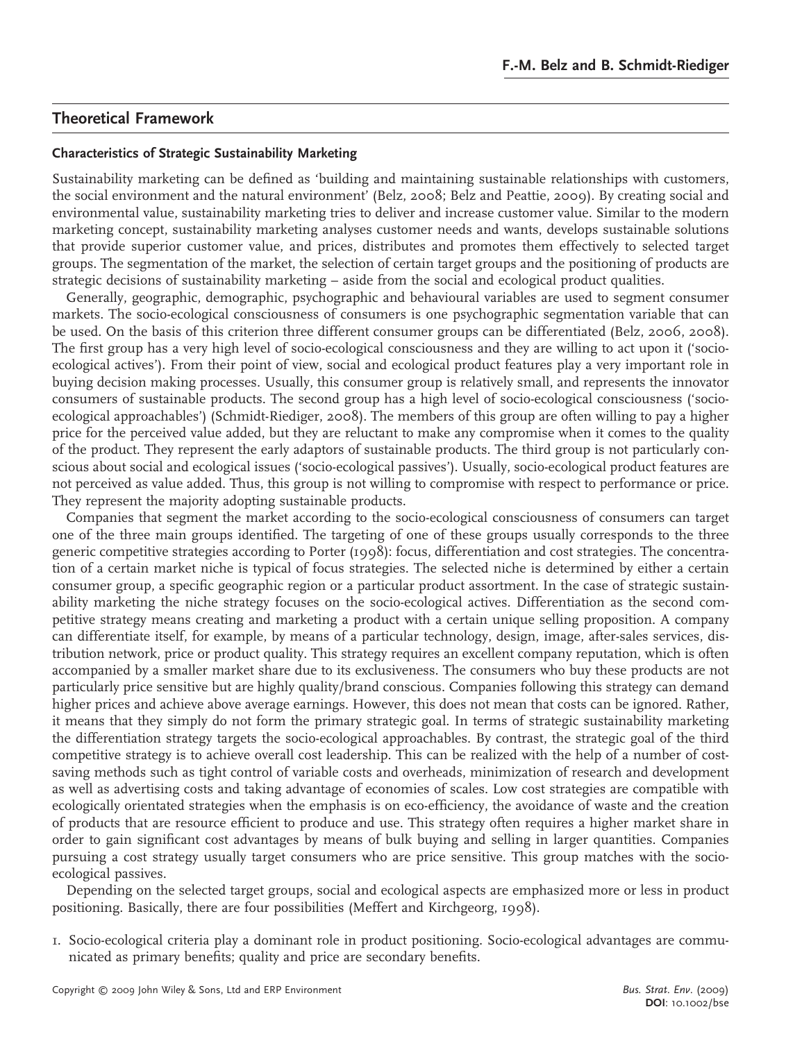## Theoretical Framework

### Characteristics of Strategic Sustainability Marketing

Sustainability marketing can be defined as 'building and maintaining sustainable relationships with customers, the social environment and the natural environment' (Belz, 2008; Belz and Peattie, 2009). By creating social and environmental value, sustainability marketing tries to deliver and increase customer value. Similar to the modern marketing concept, sustainability marketing analyses customer needs and wants, develops sustainable solutions that provide superior customer value, and prices, distributes and promotes them effectively to selected target groups. The segmentation of the market, the selection of certain target groups and the positioning of products are strategic decisions of sustainability marketing – aside from the social and ecological product qualities.

Generally, geographic, demographic, psychographic and behavioural variables are used to segment consumer markets. The socio-ecological consciousness of consumers is one psychographic segmentation variable that can be used. On the basis of this criterion three different consumer groups can be differentiated (Belz, 2006, 2008). The first group has a very high level of socio-ecological consciousness and they are willing to act upon it ('socio-ecological actives'). From their point of view, social and ecological product features play a very important role in buying decision making processes. Usually, this consumer group is relatively small, and represents the innovator consumers of sustainable products. The second group has a high level of socio-ecological consciousness ('socio-ecological approachables') (Schmidt-Riediger, 2008). The members of this group are often willing to pay a higher price for the perceived value added, but they are reluctant to make any compromise when it comes to the quality of the product. They represent the early adaptors of sustainable products. The third group is not particularly conscious about social and ecological issues ('socio-ecological passives'). Usually, socio-ecological product features are not perceived as value added. Thus, this group is not willing to compromise with respect to performance or price. They represent the majority adopting sustainable products.

Companies that segment the market according to the socio-ecological consciousness of consumers can target one of the three main groups identified. The targeting of one of these groups usually corresponds to the three generic competitive strategies according to Porter (1998): focus, differentiation and cost strategies. The concentration of a certain market niche is typical of focus strategies. The selected niche is determined by either a certain consumer group, a specific geographic region or a particular product assortment. In the case of strategic sustainability marketing the niche strategy focuses on the socio-ecological actives. Differentiation as the second competitive strategy means creating and marketing a product with a certain unique selling proposition. A company can differentiate itself, for example, by means of a particular technology, design, image, after-sales services, distribution network, price or product quality. This strategy requires an excellent company reputation, which is often accompanied by a smaller market share due to its exclusiveness. The consumers who buy these products are not particularly price sensitive but are highly quality/brand conscious. Companies following this strategy can demand higher prices and achieve above average earnings. However, this does not mean that costs can be ignored. Rather, it means that they simply do not form the primary strategic goal. In terms of strategic sustainability marketing the differentiation strategy targets the socio-ecological approachables. By contrast, the strategic goal of the third competitive strategy is to achieve overall cost leadership. This can be realized with the help of a number of cost-saving methods such as tight control of variable costs and overheads, minimization of research and development as well as advertising costs and taking advantage of economies of scales. Low cost strategies are compatible with ecologically orientated strategies when the emphasis is on eco-efficiency, the avoidance of waste and the creation of products that are resource efficient to produce and use. This strategy often requires a higher market share in order to gain significant cost advantages by means of bulk buying and selling in larger quantities. Companies pursuing a cost strategy usually target consumers who are price sensitive. This group matches with the socio-ecological passives.

Depending on the selected target groups, social and ecological aspects are emphasized more or less in product positioning. Basically, there are four possibilities (Meffert and Kirchgeorg, 1998).

1. Socio-ecological criteria play a dominant role in product positioning. Socio-ecological advantages are communicated as primary benefits; quality and price are secondary benefits.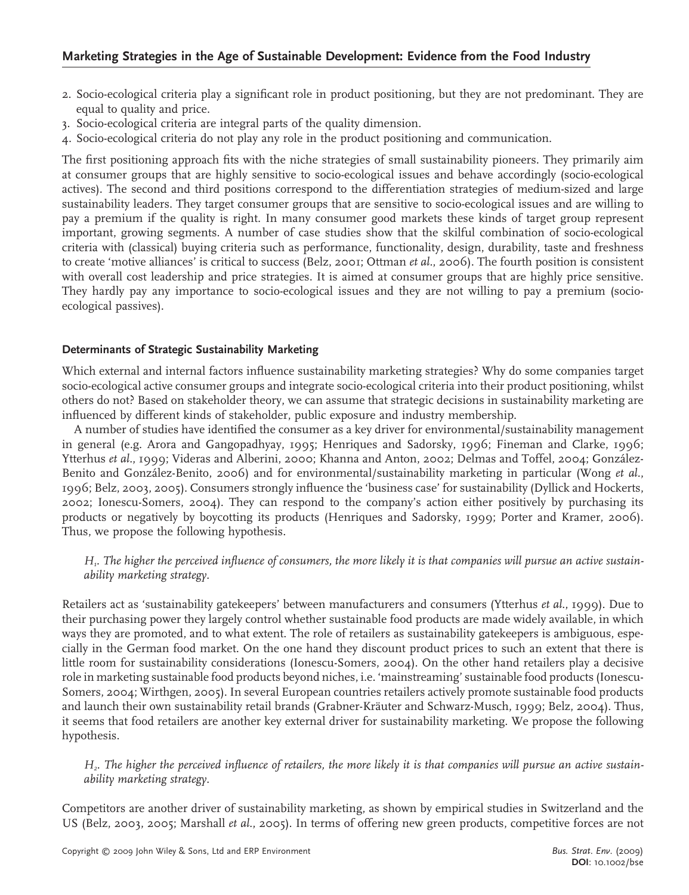2. Socio-ecological criteria play a significant role in product positioning, but they are not predominant. They are equal to quality and price.
3. Socio-ecological criteria are integral parts of the quality dimension.
4. Socio-ecological criteria do not play any role in the product positioning and communication.

The first positioning approach fits with the niche strategies of small sustainability pioneers. They primarily aim at consumer groups that are highly sensitive to socio-ecological issues and behave accordingly (socio-ecological actives). The second and third positions correspond to the differentiation strategies of medium-sized and large sustainability leaders. They target consumer groups that are sensitive to socio-ecological issues and are willing to pay a premium if the quality is right. In many consumer good markets these kinds of target group represent important, growing segments. A number of case studies show that the skilful combination of socio-ecological criteria with (classical) buying criteria such as performance, functionality, design, durability, taste and freshness to create 'motive alliances' is critical to success (Belz, 2001; Ottman *et al.*, 2006). The fourth position is consistent with overall cost leadership and price strategies. It is aimed at consumer groups that are highly price sensitive. They hardly pay any importance to socio-ecological issues and they are not willing to pay a premium (socio-ecological passives).

### Determinants of Strategic Sustainability Marketing

Which external and internal factors influence sustainability marketing strategies? Why do some companies target socio-ecological active consumer groups and integrate socio-ecological criteria into their product positioning, whilst others do not? Based on stakeholder theory, we can assume that strategic decisions in sustainability marketing are influenced by different kinds of stakeholder, public exposure and industry membership.

A number of studies have identified the consumer as a key driver for environmental/sustainability management in general (e.g. Arora and Gangopadhyay, 1995; Henriques and Sadorsky, 1996; Fineman and Clarke, 1996; Ytterhus *et al.*, 1999; Videras and Alberini, 2000; Khanna and Anton, 2002; Delmas and Toffel, 2004; González-Benito and González-Benito, 2006) and for environmental/sustainability marketing in particular (Wong *et al.*, 1996; Belz, 2003, 2005). Consumers strongly influence the 'business case' for sustainability (Dyllick and Hockerts, 2002; Ionescu-Somers, 2004). They can respond to the company's action either positively by purchasing its products or negatively by boycotting its products (Henriques and Sadorsky, 1999; Porter and Kramer, 2006). Thus, we propose the following hypothesis.

*$H_1$. The higher the perceived influence of consumers, the more likely it is that companies will pursue an active sustainability marketing strategy.*

Retailers act as 'sustainability gatekeepers' between manufacturers and consumers (Ytterhus *et al.*, 1999). Due to their purchasing power they largely control whether sustainable food products are made widely available, in which ways they are promoted, and to what extent. The role of retailers as sustainability gatekeepers is ambiguous, especially in the German food market. On the one hand they discount product prices to such an extent that there is little room for sustainability considerations (Ionescu-Somers, 2004). On the other hand retailers play a decisive role in marketing sustainable food products beyond niches, i.e. 'mainstreaming' sustainable food products (Ionescu-Somers, 2004; Wirthgen, 2005). In several European countries retailers actively promote sustainable food products and launch their own sustainability retail brands (Grabner-Kräuter and Schwarz-Musch, 1999; Belz, 2004). Thus, it seems that food retailers are another key external driver for sustainability marketing. We propose the following hypothesis.

*$H_2$. The higher the perceived influence of retailers, the more likely it is that companies will pursue an active sustainability marketing strategy.*

Competitors are another driver of sustainability marketing, as shown by empirical studies in Switzerland and the US (Belz, 2003, 2005; Marshall *et al.*, 2005). In terms of offering new green products, competitive forces are not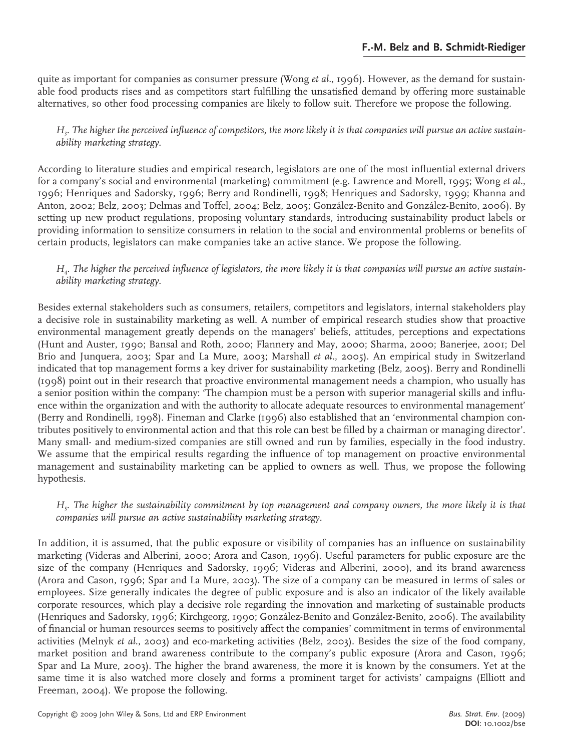quite as important for companies as consumer pressure (Wong *et al.*, 1996). However, as the demand for sustainable food products rises and as competitors start fulfilling the unsatisfied demand by offering more sustainable alternatives, so other food processing companies are likely to follow suit. Therefore we propose the following.

> *$H_3$. The higher the perceived influence of competitors, the more likely it is that companies will pursue an active sustainability marketing strategy.*

According to literature studies and empirical research, legislators are one of the most influential external drivers for a company's social and environmental (marketing) commitment (e.g. Lawrence and Morell, 1995; Wong *et al.*, 1996; Henriques and Sadorsky, 1996; Berry and Rondinelli, 1998; Henriques and Sadorsky, 1999; Khanna and Anton, 2002; Belz, 2003; Delmas and Toffel, 2004; Belz, 2005; González-Benito and González-Benito, 2006). By setting up new product regulations, proposing voluntary standards, introducing sustainability product labels or providing information to sensitize consumers in relation to the social and environmental problems or benefits of certain products, legislators can make companies take an active stance. We propose the following.

> *$H_4$. The higher the perceived influence of legislators, the more likely it is that companies will pursue an active sustainability marketing strategy.*

Besides external stakeholders such as consumers, retailers, competitors and legislators, internal stakeholders play a decisive role in sustainability marketing as well. A number of empirical research studies show that proactive environmental management greatly depends on the managers' beliefs, attitudes, perceptions and expectations (Hunt and Auster, 1990; Bansal and Roth, 2000; Flannery and May, 2000; Sharma, 2000; Banerjee, 2001; Del Brio and Junquera, 2003; Spar and La Mure, 2003; Marshall *et al.*, 2005). An empirical study in Switzerland indicated that top management forms a key driver for sustainability marketing (Belz, 2005). Berry and Rondinelli (1998) point out in their research that proactive environmental management needs a champion, who usually has a senior position within the company: 'The champion must be a person with superior managerial skills and influence within the organization and with the authority to allocate adequate resources to environmental management' (Berry and Rondinelli, 1998). Fineman and Clarke (1996) also established that an 'environmental champion contributes positively to environmental action and that this role can best be filled by a chairman or managing director'. Many small- and medium-sized companies are still owned and run by families, especially in the food industry. We assume that the empirical results regarding the influence of top management on proactive environmental management and sustainability marketing can be applied to owners as well. Thus, we propose the following hypothesis.

> *$H_5$. The higher the sustainability commitment by top management and company owners, the more likely it is that companies will pursue an active sustainability marketing strategy.*

In addition, it is assumed, that the public exposure or visibility of companies has an influence on sustainability marketing (Videras and Alberini, 2000; Arora and Cason, 1996). Useful parameters for public exposure are the size of the company (Henriques and Sadorsky, 1996; Videras and Alberini, 2000), and its brand awareness (Arora and Cason, 1996; Spar and La Mure, 2003). The size of a company can be measured in terms of sales or employees. Size generally indicates the degree of public exposure and is also an indicator of the likely available corporate resources, which play a decisive role regarding the innovation and marketing of sustainable products (Henriques and Sadorsky, 1996; Kirchgeorg, 1990; González-Benito and González-Benito, 2006). The availability of financial or human resources seems to positively affect the companies' commitment in terms of environmental activities (Melnyk *et al.*, 2003) and eco-marketing activities (Belz, 2003). Besides the size of the food company, market position and brand awareness contribute to the company's public exposure (Arora and Cason, 1996; Spar and La Mure, 2003). The higher the brand awareness, the more it is known by the consumers. Yet at the same time it is also watched more closely and forms a prominent target for activists' campaigns (Elliott and Freeman, 2004). We propose the following.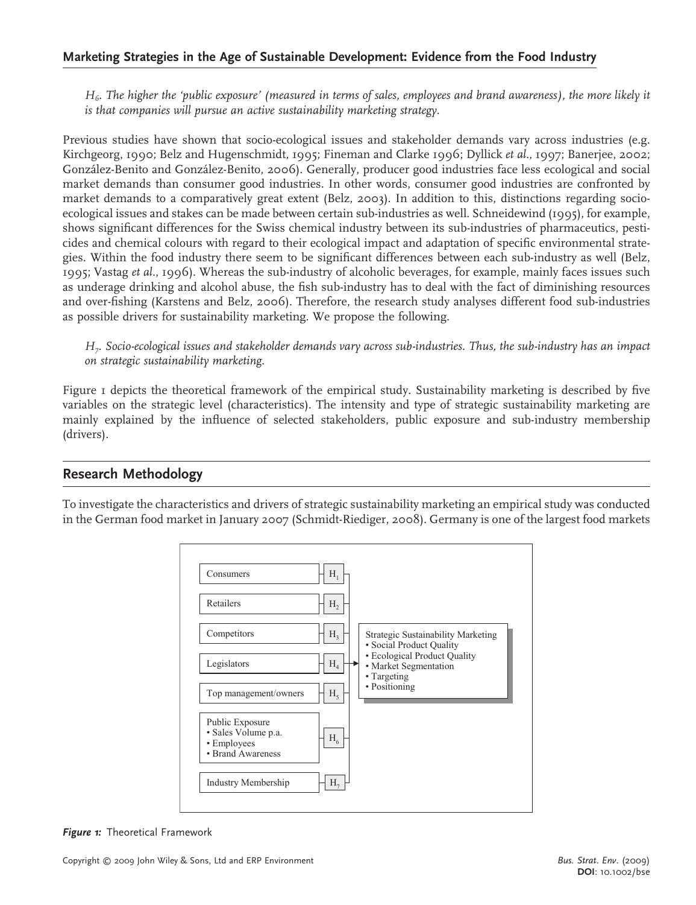*$H_6$. The higher the 'public exposure' (measured in terms of sales, employees and brand awareness), the more likely it is that companies will pursue an active sustainability marketing strategy.*

Previous studies have shown that socio-ecological issues and stakeholder demands vary across industries (e.g. Kirchgeorg, 1990; Belz and Hugenschmidt, 1995; Fineman and Clarke 1996; Dyllick *et al.*, 1997; Banerjee, 2002; González-Benito and González-Benito, 2006). Generally, producer good industries face less ecological and social market demands than consumer good industries. In other words, consumer good industries are confronted by market demands to a comparatively great extent (Belz, 2003). In addition to this, distinctions regarding socio-ecological issues and stakes can be made between certain sub-industries as well. Schneidewind (1995), for example, shows significant differences for the Swiss chemical industry between its sub-industries of pharmaceutics, pesticides and chemical colours with regard to their ecological impact and adaptation of specific environmental strategies. Within the food industry there seem to be significant differences between each sub-industry as well (Belz, 1995; Vastag *et al.*, 1996). Whereas the sub-industry of alcoholic beverages, for example, mainly faces issues such as underage drinking and alcohol abuse, the fish sub-industry has to deal with the fact of diminishing resources and over-fishing (Karstens and Belz, 2006). Therefore, the research study analyses different food sub-industries as possible drivers for sustainability marketing. We propose the following.

*$H_7$. Socio-ecological issues and stakeholder demands vary across sub-industries. Thus, the sub-industry has an impact on strategic sustainability marketing.*

Figure 1 depicts the theoretical framework of the empirical study. Sustainability marketing is described by five variables on the strategic level (characteristics). The intensity and type of strategic sustainability marketing are mainly explained by the influence of selected stakeholders, public exposure and sub-industry membership (drivers).

## Research Methodology

To investigate the characteristics and drivers of strategic sustainability marketing an empirical study was conducted in the German food market in January 2007 (Schmidt-Riediger, 2008). Germany is one of the largest food markets

Consumers — $H_1$
Retailers — $H_2$
Competitors — $H_3$
Legislators — $H_4$
Top management/owners — $H_5$
Public Exposure
- Sales Volume p.a.
- Employees
- Brand Awareness

— $H_6$
Industry Membership — $H_7$

→ Strategic Sustainability Marketing
- Social Product Quality
- Ecological Product Quality
- Market Segmentation
- Targeting
- Positioning

***Figure 1:*** Theoretical Framework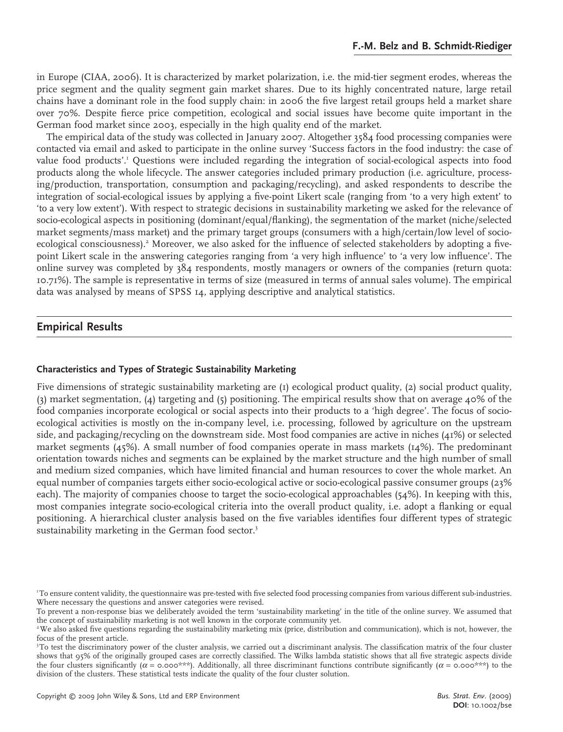in Europe (CIAA, 2006). It is characterized by market polarization, i.e. the mid-tier segment erodes, whereas the price segment and the quality segment gain market shares. Due to its highly concentrated nature, large retail chains have a dominant role in the food supply chain: in 2006 the five largest retail groups held a market share over 70%. Despite fierce price competition, ecological and social issues have become quite important in the German food market since 2003, especially in the high quality end of the market.

The empirical data of the study was collected in January 2007. Altogether 3584 food processing companies were contacted via email and asked to participate in the online survey 'Success factors in the food industry: the case of value food products'.[1] Questions were included regarding the integration of social-ecological aspects into food products along the whole lifecycle. The answer categories included primary production (i.e. agriculture, processing/production, transportation, consumption and packaging/recycling), and asked respondents to describe the integration of social-ecological issues by applying a five-point Likert scale (ranging from 'to a very high extent' to 'to a very low extent'). With respect to strategic decisions in sustainability marketing we asked for the relevance of socio-ecological aspects in positioning (dominant/equal/flanking), the segmentation of the market (niche/selected market segments/mass market) and the primary target groups (consumers with a high/certain/low level of socio-ecological consciousness).[2] Moreover, we also asked for the influence of selected stakeholders by adopting a five-point Likert scale in the answering categories ranging from 'a very high influence' to 'a very low influence'. The online survey was completed by 384 respondents, mostly managers or owners of the companies (return quota: 10.71%). The sample is representative in terms of size (measured in terms of annual sales volume). The empirical data was analysed by means of SPSS 14, applying descriptive and analytical statistics.

## Empirical Results

### Characteristics and Types of Strategic Sustainability Marketing

Five dimensions of strategic sustainability marketing are (1) ecological product quality, (2) social product quality, (3) market segmentation, (4) targeting and (5) positioning. The empirical results show that on average 40% of the food companies incorporate ecological or social aspects into their products to a 'high degree'. The focus of socio-ecological activities is mostly on the in-company level, i.e. processing, followed by agriculture on the upstream side, and packaging/recycling on the downstream side. Most food companies are active in niches (41%) or selected market segments (45%). A small number of food companies operate in mass markets (14%). The predominant orientation towards niches and segments can be explained by the market structure and the high number of small and medium sized companies, which have limited financial and human resources to cover the whole market. An equal number of companies targets either socio-ecological active or socio-ecological passive consumer groups (23% each). The majority of companies choose to target the socio-ecological approachables (54%). In keeping with this, most companies integrate socio-ecological criteria into the overall product quality, i.e. adopt a flanking or equal positioning. A hierarchical cluster analysis based on the five variables identifies four different types of strategic sustainability marketing in the German food sector.[3]

---

[1] To ensure content validity, the questionnaire was pre-tested with five selected food processing companies from various different sub-industries. Where necessary the questions and answer categories were revised.

To prevent a non-response bias we deliberately avoided the term 'sustainability marketing' in the title of the online survey. We assumed that the concept of sustainability marketing is not well known in the corporate community yet.

[2] We also asked five questions regarding the sustainability marketing mix (price, distribution and communication), which is not, however, the focus of the present article.

[3] To test the discriminatory power of the cluster analysis, we carried out a discriminant analysis. The classification matrix of the four cluster shows that 95% of the originally grouped cases are correctly classified. The Wilks lambda statistic shows that all five strategic aspects divide the four clusters significantly ($\alpha = 0.000$***). Additionally, all three discriminant functions contribute significantly ($\alpha = 0.000$***) to the division of the clusters. These statistical tests indicate the quality of the four cluster solution.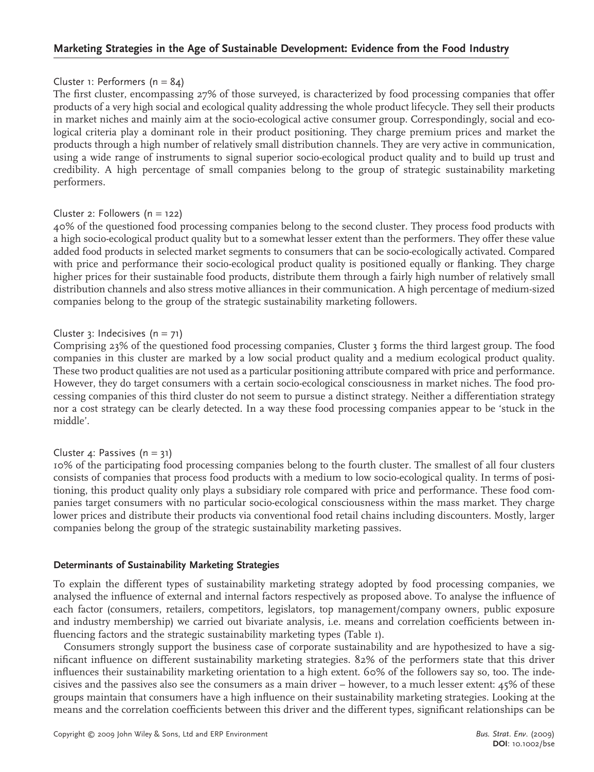Cluster 1: Performers (n = 84)

The first cluster, encompassing 27% of those surveyed, is characterized by food processing companies that offer products of a very high social and ecological quality addressing the whole product lifecycle. They sell their products in market niches and mainly aim at the socio-ecological active consumer group. Correspondingly, social and ecological criteria play a dominant role in their product positioning. They charge premium prices and market the products through a high number of relatively small distribution channels. They are very active in communication, using a wide range of instruments to signal superior socio-ecological product quality and to build up trust and credibility. A high percentage of small companies belong to the group of strategic sustainability marketing performers.

Cluster 2: Followers (n = 122)

40% of the questioned food processing companies belong to the second cluster. They process food products with a high socio-ecological product quality but to a somewhat lesser extent than the performers. They offer these value added food products in selected market segments to consumers that can be socio-ecologically activated. Compared with price and performance their socio-ecological product quality is positioned equally or flanking. They charge higher prices for their sustainable food products, distribute them through a fairly high number of relatively small distribution channels and also stress motive alliances in their communication. A high percentage of medium-sized companies belong to the group of the strategic sustainability marketing followers.

Cluster 3: Indecisives (n = 71)

Comprising 23% of the questioned food processing companies, Cluster 3 forms the third largest group. The food companies in this cluster are marked by a low social product quality and a medium ecological product quality. These two product qualities are not used as a particular positioning attribute compared with price and performance. However, they do target consumers with a certain socio-ecological consciousness in market niches. The food processing companies of this third cluster do not seem to pursue a distinct strategy. Neither a differentiation strategy nor a cost strategy can be clearly detected. In a way these food processing companies appear to be 'stuck in the middle'.

Cluster 4: Passives (n = 31)

10% of the participating food processing companies belong to the fourth cluster. The smallest of all four clusters consists of companies that process food products with a medium to low socio-ecological quality. In terms of positioning, this product quality only plays a subsidiary role compared with price and performance. These food companies target consumers with no particular socio-ecological consciousness within the mass market. They charge lower prices and distribute their products via conventional food retail chains including discounters. Mostly, larger companies belong the group of the strategic sustainability marketing passives.

### Determinants of Sustainability Marketing Strategies

To explain the different types of sustainability marketing strategy adopted by food processing companies, we analysed the influence of external and internal factors respectively as proposed above. To analyse the influence of each factor (consumers, retailers, competitors, legislators, top management/company owners, public exposure and industry membership) we carried out bivariate analysis, i.e. means and correlation coefficients between influencing factors and the strategic sustainability marketing types (Table 1).

Consumers strongly support the business case of corporate sustainability and are hypothesized to have a significant influence on different sustainability marketing strategies. 82% of the performers state that this driver influences their sustainability marketing orientation to a high extent. 60% of the followers say so, too. The indecisives and the passives also see the consumers as a main driver – however, to a much lesser extent: 45% of these groups maintain that consumers have a high influence on their sustainability marketing strategies. Looking at the means and the correlation coefficients between this driver and the different types, significant relationships can be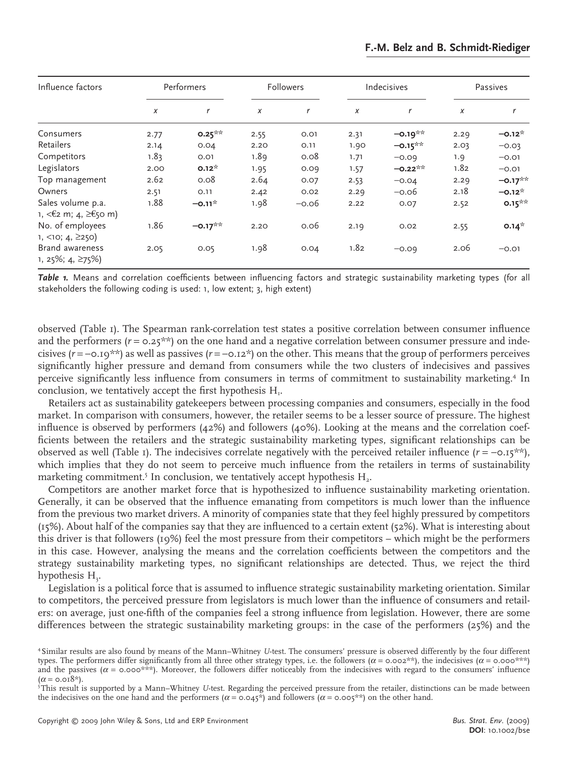| Influence factors | Performers | | Followers | | Indecisives | | Passives | |
|---|---|---|---|---|---|---|---|---|
| | *x* | *r* | *x* | *r* | *x* | *r* | *x* | *r* |
| Consumers | 2.77 | **0.25**** | 2.55 | 0.01 | 2.31 | **−0.19**** | 2.29 | **−0.12*** |
| Retailers | 2.14 | 0.04 | 2.20 | 0.11 | 1.90 | **−0.15**** | 2.03 | −0.03 |
| Competitors | 1.83 | 0.01 | 1.89 | 0.08 | 1.71 | −0.09 | 1.9 | −0.01 |
| Legislators | 2.00 | **0.12*** | 1.95 | 0.09 | 1.57 | **−0.22**** | 1.82 | −0.01 |
| Top management | 2.62 | 0.08 | 2.64 | 0.07 | 2.53 | −0.04 | 2.29 | **−0.17**** |
| Owners | 2.51 | 0.11 | 2.42 | 0.02 | 2.29 | −0.06 | 2.18 | **−0.12*** |
| Sales volume p.a. 1, <€2 m; 4, ≥€50 m) | 1.88 | **−0.11*** | 1.98 | −0.06 | 2.22 | 0.07 | 2.52 | **0.15**** |
| No. of employees 1, <10; 4, ≥250) | 1.86 | **−0.17**** | 2.20 | 0.06 | 2.19 | 0.02 | 2.55 | **0.14*** |
| Brand awareness 1, 25%; 4, ≥75%) | 2.05 | 0.05 | 1.98 | 0.04 | 1.82 | −0.09 | 2.06 | −0.01 |

***Table 1.*** Means and correlation coefficients between influencing factors and strategic sustainability marketing types (for all stakeholders the following coding is used: 1, low extent; 3, high extent)

observed (Table 1). The Spearman rank-correlation test states a positive correlation between consumer influence and the performers ($r = 0.25$**) on the one hand and a negative correlation between consumer pressure and indecisives ($r = -0.19$**) as well as passives ($r = -0.12$*) on the other. This means that the group of performers perceives significantly higher pressure and demand from consumers while the two clusters of indecisives and passives perceive significantly less influence from consumers in terms of commitment to sustainability marketing.[4] In conclusion, we tentatively accept the first hypothesis $H_1$.

Retailers act as sustainability gatekeepers between processing companies and consumers, especially in the food market. In comparison with consumers, however, the retailer seems to be a lesser source of pressure. The highest influence is observed by performers (42%) and followers (40%). Looking at the means and the correlation coefficients between the retailers and the strategic sustainability marketing types, significant relationships can be observed as well (Table 1). The indecisives correlate negatively with the perceived retailer influence ($r = -0.15$**), which implies that they do not seem to perceive much influence from the retailers in terms of sustainability marketing commitment.[5] In conclusion, we tentatively accept hypothesis $H_2$.

Competitors are another market force that is hypothesized to influence sustainability marketing orientation. Generally, it can be observed that the influence emanating from competitors is much lower than the influence from the previous two market drivers. A minority of companies state that they feel highly pressured by competitors (15%). About half of the companies say that they are influenced to a certain extent (52%). What is interesting about this driver is that followers (19%) feel the most pressure from their competitors – which might be the performers in this case. However, analysing the means and the correlation coefficients between the competitors and the strategy sustainability marketing types, no significant relationships are detected. Thus, we reject the third hypothesis $H_3$.

Legislation is a political force that is assumed to influence strategic sustainability marketing orientation. Similar to competitors, the perceived pressure from legislators is much lower than the influence of consumers and retailers: on average, just one-fifth of the companies feel a strong influence from legislation. However, there are some differences between the strategic sustainability marketing groups: in the case of the performers (25%) and the

[4] Similar results are also found by means of the Mann–Whitney *U*-test. The consumers' pressure is observed differently by the four different types. The performers differ significantly from all three other strategy types, i.e. the followers ($\alpha = 0.002$**), the indecisives ($\alpha = 0.000$***) and the passives ($\alpha = 0.000$***). Moreover, the followers differ noticeably from the indecisives with regard to the consumers' influence ($\alpha = 0.018$*).

[5] This result is supported by a Mann–Whitney *U*-test. Regarding the perceived pressure from the retailer, distinctions can be made between the indecisives on the one hand and the performers ($\alpha = 0.045$*) and followers ($\alpha = 0.005$**) on the other hand.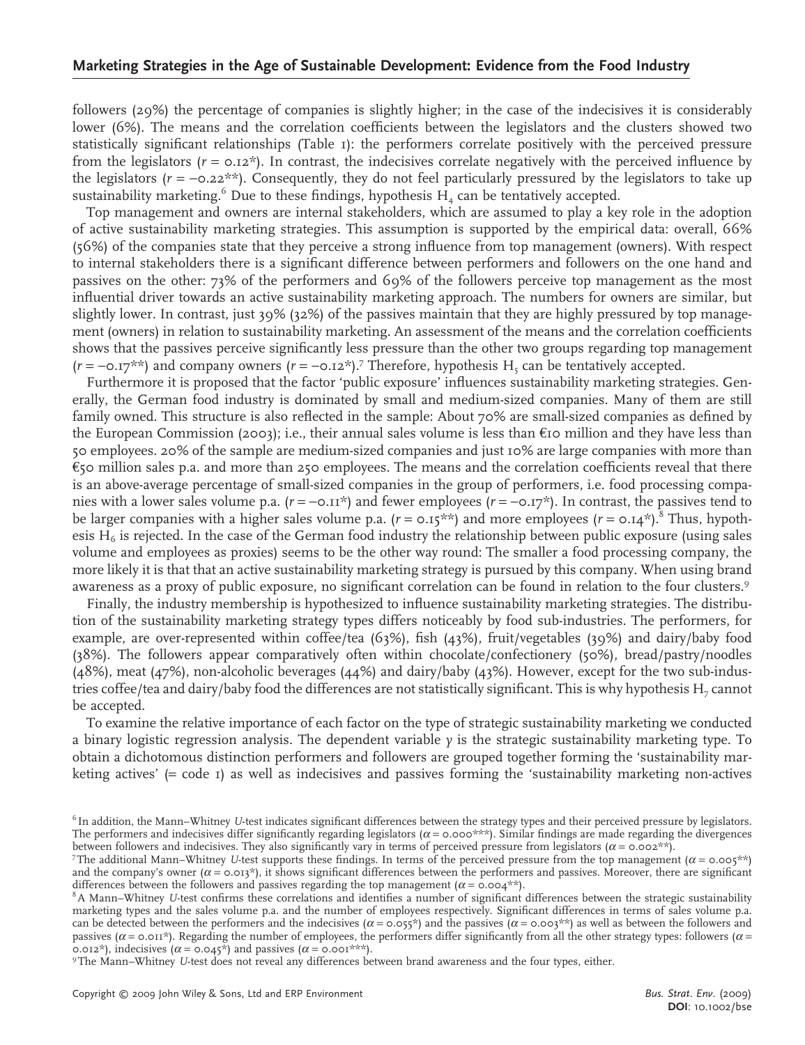followers (29%) the percentage of companies is slightly higher; in the case of the indecisives it is considerably lower (6%). The means and the correlation coefficients between the legislators and the clusters showed two statistically significant relationships (Table 1): the performers correlate positively with the perceived pressure from the legislators ($r = 0.12^{*}$). In contrast, the indecisives correlate negatively with the perceived influence by the legislators ($r = -0.22^{**}$). Consequently, they do not feel particularly pressured by the legislators to take up sustainability marketing.[6] Due to these findings, hypothesis $H_4$ can be tentatively accepted.

Top management and owners are internal stakeholders, which are assumed to play a key role in the adoption of active sustainability marketing strategies. This assumption is supported by the empirical data: overall, 66% (56%) of the companies state that they perceive a strong influence from top management (owners). With respect to internal stakeholders there is a significant difference between performers and followers on the one hand and passives on the other: 73% of the performers and 69% of the followers perceive top management as the most influential driver towards an active sustainability marketing approach. The numbers for owners are similar, but slightly lower. In contrast, just 39% (32%) of the passives maintain that they are highly pressured by top management (owners) in relation to sustainability marketing. An assessment of the means and the correlation coefficients shows that the passives perceive significantly less pressure than the other two groups regarding top management ($r = -0.17^{**}$) and company owners ($r = -0.12^{*}$).[7] Therefore, hypothesis $H_5$ can be tentatively accepted.

Furthermore it is proposed that the factor 'public exposure' influences sustainability marketing strategies. Generally, the German food industry is dominated by small and medium-sized companies. Many of them are still family owned. This structure is also reflected in the sample: About 70% are small-sized companies as defined by the European Commission (2003); i.e., their annual sales volume is less than €10 million and they have less than 50 employees. 20% of the sample are medium-sized companies and just 10% are large companies with more than €50 million sales p.a. and more than 250 employees. The means and the correlation coefficients reveal that there is an above-average percentage of small-sized companies in the group of performers, i.e. food processing companies with a lower sales volume p.a. ($r = -0.11^{*}$) and fewer employees ($r = -0.17^{*}$). In contrast, the passives tend to be larger companies with a higher sales volume p.a. ($r = 0.15^{**}$) and more employees ($r = 0.14^{*}$).[8] Thus, hypothesis $H_6$ is rejected. In the case of the German food industry the relationship between public exposure (using sales volume and employees as proxies) seems to be the other way round: The smaller a food processing company, the more likely it is that an active sustainability marketing strategy is pursued by this company. When using brand awareness as a proxy of public exposure, no significant correlation can be found in relation to the four clusters.[9]

Finally, the industry membership is hypothesized to influence sustainability marketing strategies. The distribution of the sustainability marketing strategy types differs noticeably by food sub-industries. The performers, for example, are over-represented within coffee/tea (63%), fish (43%), fruit/vegetables (39%) and dairy/baby food (38%). The followers appear comparatively often within chocolate/confectionery (50%), bread/pastry/noodles (48%), meat (47%), non-alcoholic beverages (44%) and dairy/baby (43%). However, except for the two sub-industries coffee/tea and dairy/baby food the differences are not statistically significant. This is why hypothesis $H_7$ cannot be accepted.

To examine the relative importance of each factor on the type of strategic sustainability marketing we conducted a binary logistic regression analysis. The dependent variable $y$ is the strategic sustainability marketing type. To obtain a dichotomous distinction performers and followers are grouped together forming the 'sustainability marketing actives' (= code 1) as well as indecisives and passives forming the 'sustainability marketing non-actives

[6] In addition, the Mann–Whitney $U$-test indicates significant differences between the strategy types and their perceived pressure by legislators. The performers and indecisives differ significantly regarding legislators ($\alpha = 0.000^{***}$). Similar findings are made regarding the divergences between followers and indecisives. They also significantly vary in terms of perceived pressure from legislators ($\alpha = 0.002^{**}$).

[7] The additional Mann–Whitney $U$-test supports these findings. In terms of the perceived pressure from the top management ($\alpha = 0.005^{**}$) and the company's owner ($\alpha = 0.013^{*}$), it shows significant differences between the performers and passives. Moreover, there are significant differences between the followers and passives regarding the top management ($\alpha = 0.004^{**}$).

[8] A Mann–Whitney $U$-test confirms these correlations and identifies a number of significant differences between the strategic sustainability marketing types and the sales volume p.a. and the number of employees respectively. Significant differences in terms of sales volume p.a. can be detected between the performers and the indecisives ($\alpha = 0.055^{*}$) and the passives ($\alpha = 0.003^{**}$) as well as between the followers and passives ($\alpha = 0.011^{*}$). Regarding the number of employees, the performers differ significantly from all the other strategy types: followers ($\alpha = 0.012^{*}$), indecisives ($\alpha = 0.045^{*}$) and passives ($\alpha = 0.001^{***}$).

[9] The Mann–Whitney $U$-test does not reveal any differences between brand awareness and the four types, either.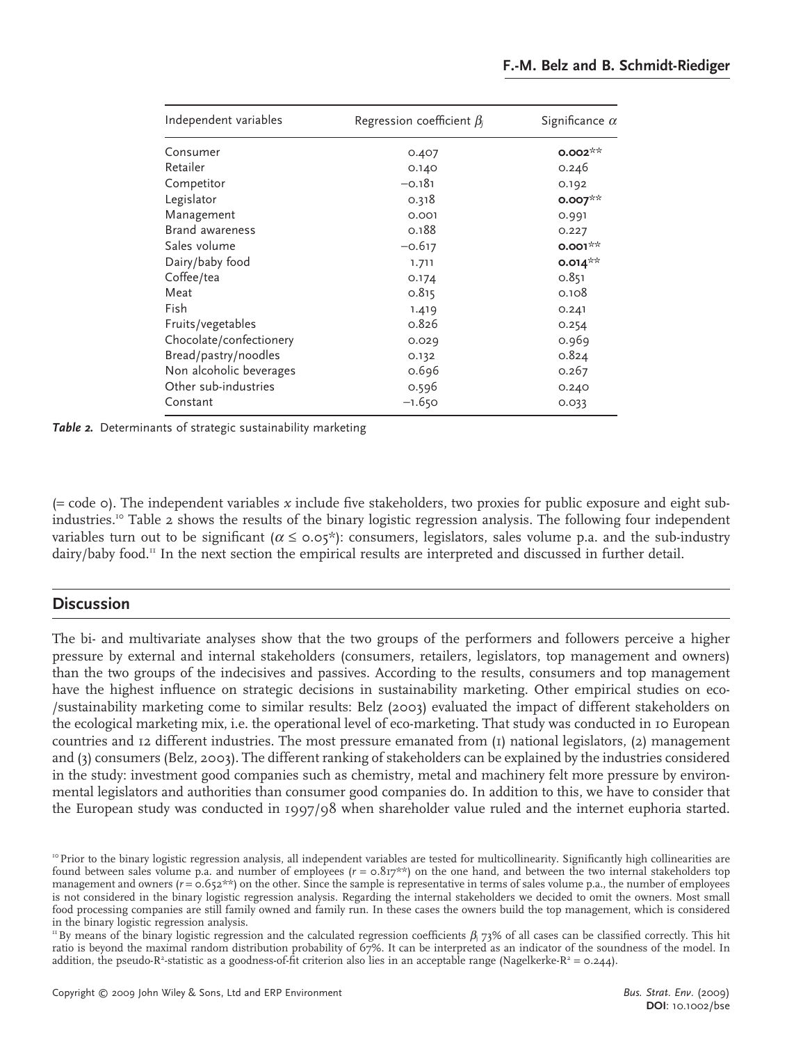| Independent variables | Regression coefficient $\beta_j$ | Significance $\alpha$ |
|---|---|---|
| Consumer | 0.407 | **0.002**** |
| Retailer | 0.140 | 0.246 |
| Competitor | −0.181 | 0.192 |
| Legislator | 0.318 | **0.007**** |
| Management | 0.001 | 0.991 |
| Brand awareness | 0.188 | 0.227 |
| Sales volume | −0.617 | **0.001**** |
| Dairy/baby food | 1.711 | **0.014**** |
| Coffee/tea | 0.174 | 0.851 |
| Meat | 0.815 | 0.108 |
| Fish | 1.419 | 0.241 |
| Fruits/vegetables | 0.826 | 0.254 |
| Chocolate/confectionery | 0.029 | 0.969 |
| Bread/pastry/noodles | 0.132 | 0.824 |
| Non alcoholic beverages | 0.696 | 0.267 |
| Other sub-industries | 0.596 | 0.240 |
| Constant | −1.650 | 0.033 |

***Table 2.*** Determinants of strategic sustainability marketing

(= code 0). The independent variables $x$ include five stakeholders, two proxies for public exposure and eight sub-industries.[10] Table 2 shows the results of the binary logistic regression analysis. The following four independent variables turn out to be significant ($\alpha \leq 0.05^*$): consumers, legislators, sales volume p.a. and the sub-industry dairy/baby food.[11] In the next section the empirical results are interpreted and discussed in further detail.

## Discussion

The bi- and multivariate analyses show that the two groups of the performers and followers perceive a higher pressure by external and internal stakeholders (consumers, retailers, legislators, top management and owners) than the two groups of the indecisives and passives. According to the results, consumers and top management have the highest influence on strategic decisions in sustainability marketing. Other empirical studies on eco-/sustainability marketing come to similar results: Belz (2003) evaluated the impact of different stakeholders on the ecological marketing mix, i.e. the operational level of eco-marketing. That study was conducted in 10 European countries and 12 different industries. The most pressure emanated from (1) national legislators, (2) management and (3) consumers (Belz, 2003). The different ranking of stakeholders can be explained by the industries considered in the study: investment good companies such as chemistry, metal and machinery felt more pressure by environmental legislators and authorities than consumer good companies do. In addition to this, we have to consider that the European study was conducted in 1997/98 when shareholder value ruled and the internet euphoria started.

[10] Prior to the binary logistic regression analysis, all independent variables are tested for multicollinearity. Significantly high collinearities are found between sales volume p.a. and number of employees ($r = 0.817^{**}$) on the one hand, and between the two internal stakeholders top management and owners ($r = 0.652^{**}$) on the other. Since the sample is representative in terms of sales volume p.a., the number of employees is not considered in the binary logistic regression analysis. Regarding the internal stakeholders we decided to omit the owners. Most small food processing companies are still family owned and family run. In these cases the owners build the top management, which is considered in the binary logistic regression analysis.

[11] By means of the binary logistic regression and the calculated regression coefficients $\beta_j$ 73% of all cases can be classified correctly. This hit ratio is beyond the maximal random distribution probability of 67%. It can be interpreted as an indicator of the soundness of the model. In addition, the pseudo-$R^2$-statistic as a goodness-of-fit criterion also lies in an acceptable range (Nagelkerke-$R^2$ = 0.244).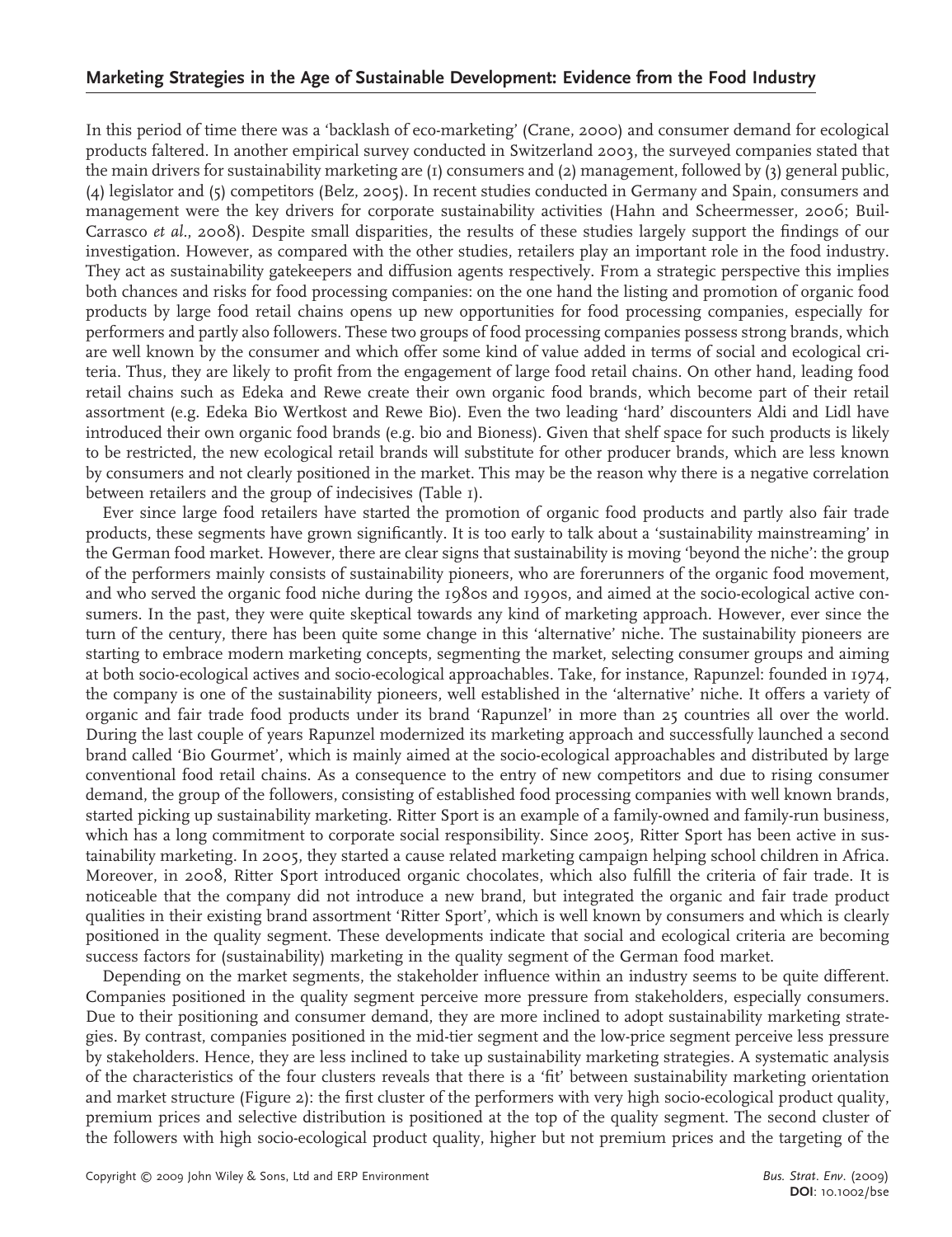In this period of time there was a 'backlash of eco-marketing' (Crane, 2000) and consumer demand for ecological products faltered. In another empirical survey conducted in Switzerland 2003, the surveyed companies stated that the main drivers for sustainability marketing are (1) consumers and (2) management, followed by (3) general public, (4) legislator and (5) competitors (Belz, 2005). In recent studies conducted in Germany and Spain, consumers and management were the key drivers for corporate sustainability activities (Hahn and Scheermesser, 2006; Buil-Carrasco *et al*., 2008). Despite small disparities, the results of these studies largely support the findings of our investigation. However, as compared with the other studies, retailers play an important role in the food industry. They act as sustainability gatekeepers and diffusion agents respectively. From a strategic perspective this implies both chances and risks for food processing companies: on the one hand the listing and promotion of organic food products by large food retail chains opens up new opportunities for food processing companies, especially for performers and partly also followers. These two groups of food processing companies possess strong brands, which are well known by the consumer and which offer some kind of value added in terms of social and ecological criteria. Thus, they are likely to profit from the engagement of large food retail chains. On other hand, leading food retail chains such as Edeka and Rewe create their own organic food brands, which become part of their retail assortment (e.g. Edeka Bio Wertkost and Rewe Bio). Even the two leading 'hard' discounters Aldi and Lidl have introduced their own organic food brands (e.g. bio and Bioness). Given that shelf space for such products is likely to be restricted, the new ecological retail brands will substitute for other producer brands, which are less known by consumers and not clearly positioned in the market. This may be the reason why there is a negative correlation between retailers and the group of indecisives (Table 1).

Ever since large food retailers have started the promotion of organic food products and partly also fair trade products, these segments have grown significantly. It is too early to talk about a 'sustainability mainstreaming' in the German food market. However, there are clear signs that sustainability is moving 'beyond the niche': the group of the performers mainly consists of sustainability pioneers, who are forerunners of the organic food movement, and who served the organic food niche during the 1980s and 1990s, and aimed at the socio-ecological active consumers. In the past, they were quite skeptical towards any kind of marketing approach. However, ever since the turn of the century, there has been quite some change in this 'alternative' niche. The sustainability pioneers are starting to embrace modern marketing concepts, segmenting the market, selecting consumer groups and aiming at both socio-ecological actives and socio-ecological approachables. Take, for instance, Rapunzel: founded in 1974, the company is one of the sustainability pioneers, well established in the 'alternative' niche. It offers a variety of organic and fair trade food products under its brand 'Rapunzel' in more than 25 countries all over the world. During the last couple of years Rapunzel modernized its marketing approach and successfully launched a second brand called 'Bio Gourmet', which is mainly aimed at the socio-ecological approachables and distributed by large conventional food retail chains. As a consequence to the entry of new competitors and due to rising consumer demand, the group of the followers, consisting of established food processing companies with well known brands, started picking up sustainability marketing. Ritter Sport is an example of a family-owned and family-run business, which has a long commitment to corporate social responsibility. Since 2005, Ritter Sport has been active in sustainability marketing. In 2005, they started a cause related marketing campaign helping school children in Africa. Moreover, in 2008, Ritter Sport introduced organic chocolates, which also fulfill the criteria of fair trade. It is noticeable that the company did not introduce a new brand, but integrated the organic and fair trade product qualities in their existing brand assortment 'Ritter Sport', which is well known by consumers and which is clearly positioned in the quality segment. These developments indicate that social and ecological criteria are becoming success factors for (sustainability) marketing in the quality segment of the German food market.

Depending on the market segments, the stakeholder influence within an industry seems to be quite different. Companies positioned in the quality segment perceive more pressure from stakeholders, especially consumers. Due to their positioning and consumer demand, they are more inclined to adopt sustainability marketing strategies. By contrast, companies positioned in the mid-tier segment and the low-price segment perceive less pressure by stakeholders. Hence, they are less inclined to take up sustainability marketing strategies. A systematic analysis of the characteristics of the four clusters reveals that there is a 'fit' between sustainability marketing orientation and market structure (Figure 2): the first cluster of the performers with very high socio-ecological product quality, premium prices and selective distribution is positioned at the top of the quality segment. The second cluster of the followers with high socio-ecological product quality, higher but not premium prices and the targeting of the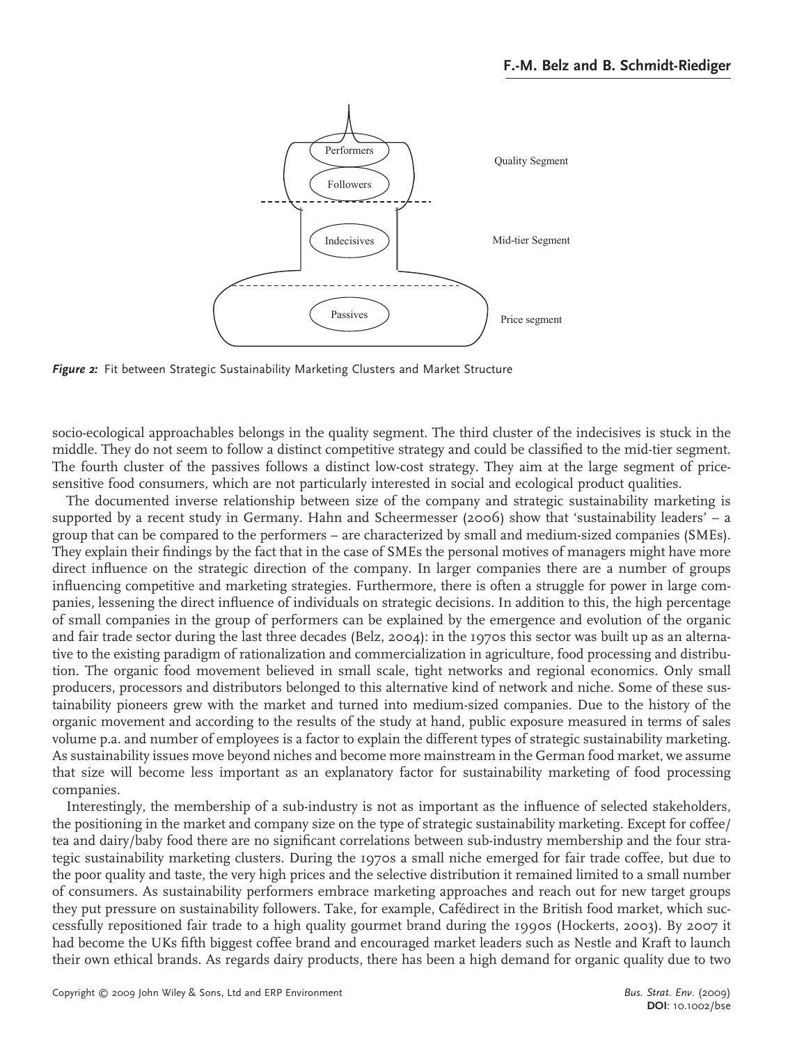*Figure 2:* Fit between Strategic Sustainability Marketing Clusters and Market Structure

socio-ecological approachables belongs in the quality segment. The third cluster of the indecisives is stuck in the middle. They do not seem to follow a distinct competitive strategy and could be classified to the mid-tier segment. The fourth cluster of the passives follows a distinct low-cost strategy. They aim at the large segment of price-sensitive food consumers, which are not particularly interested in social and ecological product qualities.

The documented inverse relationship between size of the company and strategic sustainability marketing is supported by a recent study in Germany. Hahn and Scheermesser (2006) show that 'sustainability leaders' – a group that can be compared to the performers – are characterized by small and medium-sized companies (SMEs). They explain their findings by the fact that in the case of SMEs the personal motives of managers might have more direct influence on the strategic direction of the company. In larger companies there are a number of groups influencing competitive and marketing strategies. Furthermore, there is often a struggle for power in large companies, lessening the direct influence of individuals on strategic decisions. In addition to this, the high percentage of small companies in the group of performers can be explained by the emergence and evolution of the organic and fair trade sector during the last three decades (Belz, 2004): in the 1970s this sector was built up as an alternative to the existing paradigm of rationalization and commercialization in agriculture, food processing and distribution. The organic food movement believed in small scale, tight networks and regional economics. Only small producers, processors and distributors belonged to this alternative kind of network and niche. Some of these sustainability pioneers grew with the market and turned into medium-sized companies. Due to the history of the organic movement and according to the results of the study at hand, public exposure measured in terms of sales volume p.a. and number of employees is a factor to explain the different types of strategic sustainability marketing. As sustainability issues move beyond niches and become more mainstream in the German food market, we assume that size will become less important as an explanatory factor for sustainability marketing of food processing companies.

Interestingly, the membership of a sub-industry is not as important as the influence of selected stakeholders, the positioning in the market and company size on the type of strategic sustainability marketing. Except for coffee/tea and dairy/baby food there are no significant correlations between sub-industry membership and the four strategic sustainability marketing clusters. During the 1970s a small niche emerged for fair trade coffee, but due to the poor quality and taste, the very high prices and the selective distribution it remained limited to a small number of consumers. As sustainability performers embrace marketing approaches and reach out for new target groups they put pressure on sustainability followers. Take, for example, Cafédirect in the British food market, which successfully repositioned fair trade to a high quality gourmet brand during the 1990s (Hockerts, 2003). By 2007 it had become the UKs fifth biggest coffee brand and encouraged market leaders such as Nestle and Kraft to launch their own ethical brands. As regards dairy products, there has been a high demand for organic quality due to two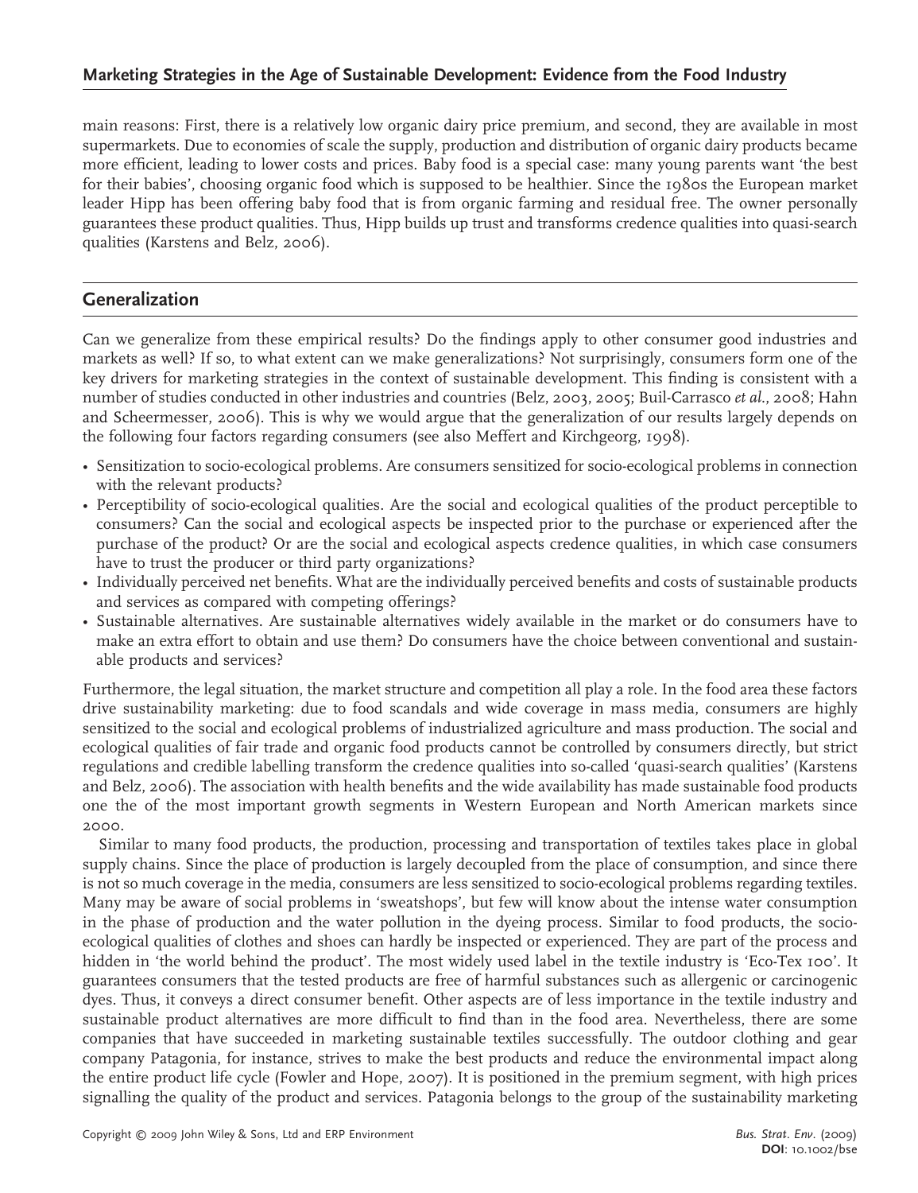main reasons: First, there is a relatively low organic dairy price premium, and second, they are available in most supermarkets. Due to economies of scale the supply, production and distribution of organic dairy products became more efficient, leading to lower costs and prices. Baby food is a special case: many young parents want 'the best for their babies', choosing organic food which is supposed to be healthier. Since the 1980s the European market leader Hipp has been offering baby food that is from organic farming and residual free. The owner personally guarantees these product qualities. Thus, Hipp builds up trust and transforms credence qualities into quasi-search qualities (Karstens and Belz, 2006).

## Generalization

Can we generalize from these empirical results? Do the findings apply to other consumer good industries and markets as well? If so, to what extent can we make generalizations? Not surprisingly, consumers form one of the key drivers for marketing strategies in the context of sustainable development. This finding is consistent with a number of studies conducted in other industries and countries (Belz, 2003, 2005; Buil-Carrasco *et al.*, 2008; Hahn and Scheermesser, 2006). This is why we would argue that the generalization of our results largely depends on the following four factors regarding consumers (see also Meffert and Kirchgeorg, 1998).

- Sensitization to socio-ecological problems. Are consumers sensitized for socio-ecological problems in connection with the relevant products?
- Perceptibility of socio-ecological qualities. Are the social and ecological qualities of the product perceptible to consumers? Can the social and ecological aspects be inspected prior to the purchase or experienced after the purchase of the product? Or are the social and ecological aspects credence qualities, in which case consumers have to trust the producer or third party organizations?
- Individually perceived net benefits. What are the individually perceived benefits and costs of sustainable products and services as compared with competing offerings?
- Sustainable alternatives. Are sustainable alternatives widely available in the market or do consumers have to make an extra effort to obtain and use them? Do consumers have the choice between conventional and sustainable products and services?

Furthermore, the legal situation, the market structure and competition all play a role. In the food area these factors drive sustainability marketing: due to food scandals and wide coverage in mass media, consumers are highly sensitized to the social and ecological problems of industrialized agriculture and mass production. The social and ecological qualities of fair trade and organic food products cannot be controlled by consumers directly, but strict regulations and credible labelling transform the credence qualities into so-called 'quasi-search qualities' (Karstens and Belz, 2006). The association with health benefits and the wide availability has made sustainable food products one the of the most important growth segments in Western European and North American markets since 2000.

Similar to many food products, the production, processing and transportation of textiles takes place in global supply chains. Since the place of production is largely decoupled from the place of consumption, and since there is not so much coverage in the media, consumers are less sensitized to socio-ecological problems regarding textiles. Many may be aware of social problems in 'sweatshops', but few will know about the intense water consumption in the phase of production and the water pollution in the dyeing process. Similar to food products, the socio-ecological qualities of clothes and shoes can hardly be inspected or experienced. They are part of the process and hidden in 'the world behind the product'. The most widely used label in the textile industry is 'Eco-Tex 100'. It guarantees consumers that the tested products are free of harmful substances such as allergenic or carcinogenic dyes. Thus, it conveys a direct consumer benefit. Other aspects are of less importance in the textile industry and sustainable product alternatives are more difficult to find than in the food area. Nevertheless, there are some companies that have succeeded in marketing sustainable textiles successfully. The outdoor clothing and gear company Patagonia, for instance, strives to make the best products and reduce the environmental impact along the entire product life cycle (Fowler and Hope, 2007). It is positioned in the premium segment, with high prices signalling the quality of the product and services. Patagonia belongs to the group of the sustainability marketing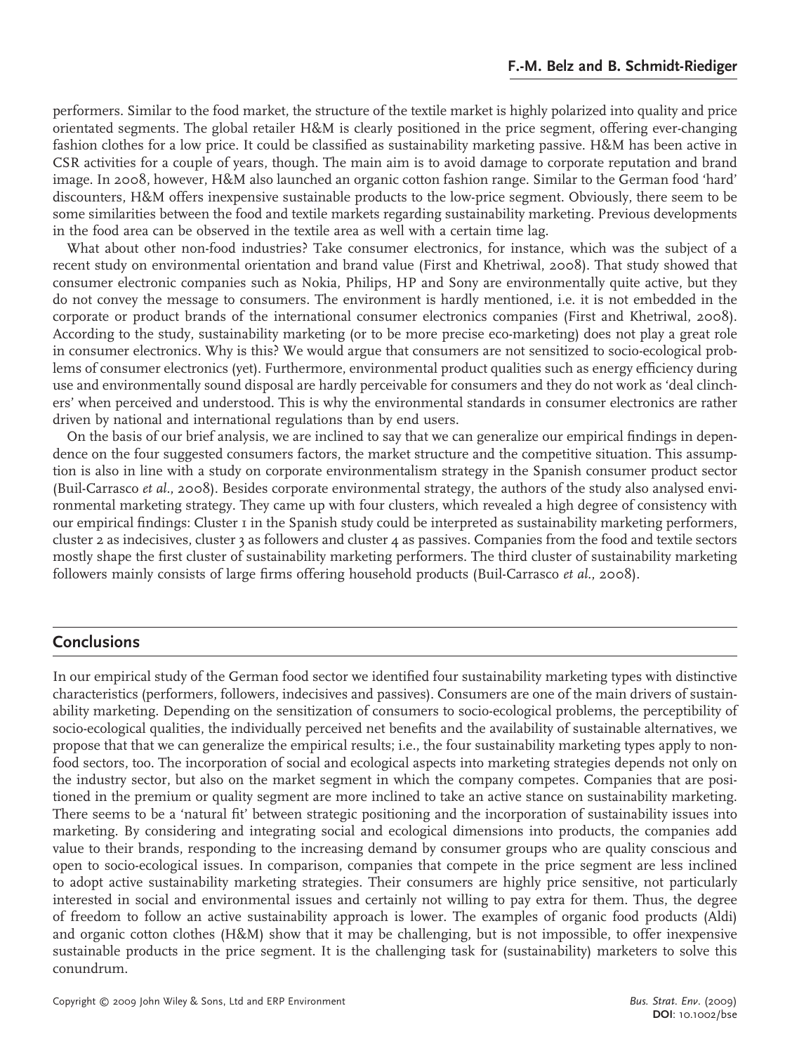performers. Similar to the food market, the structure of the textile market is highly polarized into quality and price orientated segments. The global retailer H&M is clearly positioned in the price segment, offering ever-changing fashion clothes for a low price. It could be classified as sustainability marketing passive. H&M has been active in CSR activities for a couple of years, though. The main aim is to avoid damage to corporate reputation and brand image. In 2008, however, H&M also launched an organic cotton fashion range. Similar to the German food 'hard' discounters, H&M offers inexpensive sustainable products to the low-price segment. Obviously, there seem to be some similarities between the food and textile markets regarding sustainability marketing. Previous developments in the food area can be observed in the textile area as well with a certain time lag.

What about other non-food industries? Take consumer electronics, for instance, which was the subject of a recent study on environmental orientation and brand value (First and Khetriwal, 2008). That study showed that consumer electronic companies such as Nokia, Philips, HP and Sony are environmentally quite active, but they do not convey the message to consumers. The environment is hardly mentioned, i.e. it is not embedded in the corporate or product brands of the international consumer electronics companies (First and Khetriwal, 2008). According to the study, sustainability marketing (or to be more precise eco-marketing) does not play a great role in consumer electronics. Why is this? We would argue that consumers are not sensitized to socio-ecological problems of consumer electronics (yet). Furthermore, environmental product qualities such as energy efficiency during use and environmentally sound disposal are hardly perceivable for consumers and they do not work as 'deal clinchers' when perceived and understood. This is why the environmental standards in consumer electronics are rather driven by national and international regulations than by end users.

On the basis of our brief analysis, we are inclined to say that we can generalize our empirical findings in dependence on the four suggested consumers factors, the market structure and the competitive situation. This assumption is also in line with a study on corporate environmentalism strategy in the Spanish consumer product sector (Buil-Carrasco *et al*., 2008). Besides corporate environmental strategy, the authors of the study also analysed environmental marketing strategy. They came up with four clusters, which revealed a high degree of consistency with our empirical findings: Cluster 1 in the Spanish study could be interpreted as sustainability marketing performers, cluster 2 as indecisives, cluster 3 as followers and cluster 4 as passives. Companies from the food and textile sectors mostly shape the first cluster of sustainability marketing performers. The third cluster of sustainability marketing followers mainly consists of large firms offering household products (Buil-Carrasco *et al*., 2008).

## Conclusions

In our empirical study of the German food sector we identified four sustainability marketing types with distinctive characteristics (performers, followers, indecisives and passives). Consumers are one of the main drivers of sustainability marketing. Depending on the sensitization of consumers to socio-ecological problems, the perceptibility of socio-ecological qualities, the individually perceived net benefits and the availability of sustainable alternatives, we propose that that we can generalize the empirical results; i.e., the four sustainability marketing types apply to non-food sectors, too. The incorporation of social and ecological aspects into marketing strategies depends not only on the industry sector, but also on the market segment in which the company competes. Companies that are positioned in the premium or quality segment are more inclined to take an active stance on sustainability marketing. There seems to be a 'natural fit' between strategic positioning and the incorporation of sustainability issues into marketing. By considering and integrating social and ecological dimensions into products, the companies add value to their brands, responding to the increasing demand by consumer groups who are quality conscious and open to socio-ecological issues. In comparison, companies that compete in the price segment are less inclined to adopt active sustainability marketing strategies. Their consumers are highly price sensitive, not particularly interested in social and environmental issues and certainly not willing to pay extra for them. Thus, the degree of freedom to follow an active sustainability approach is lower. The examples of organic food products (Aldi) and organic cotton clothes (H&M) show that it may be challenging, but is not impossible, to offer inexpensive sustainable products in the price segment. It is the challenging task for (sustainability) marketers to solve this conundrum.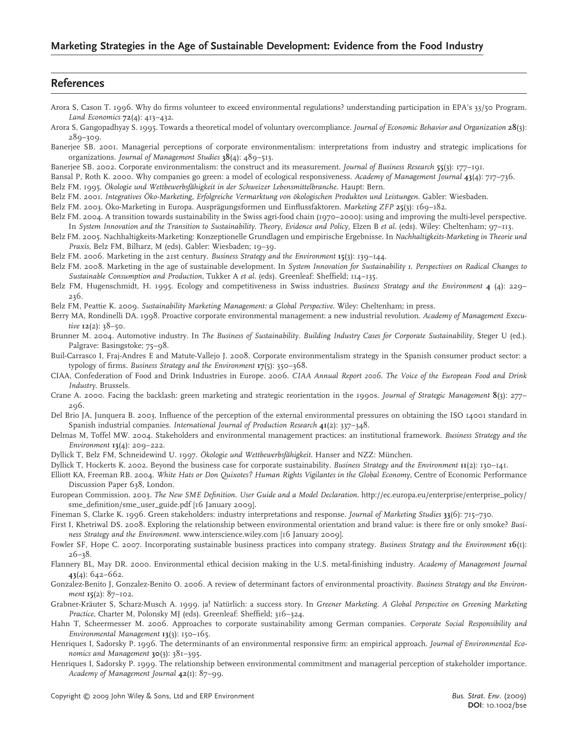## References

Arora S, Cason T. 1996. Why do firms volunteer to exceed environmental regulations? understanding participation in EPA's 33/50 Program. *Land Economics* **72**(4): 413–432.

Arora S, Gangopadhyay S. 1995. Towards a theoretical model of voluntary overcompliance. *Journal of Economic Behavior and Organization* **28**(3): 289–309.

Banerjee SB. 2001. Managerial perceptions of corporate environmentalism: interpretations from industry and strategic implications for organizations. *Journal of Management Studies* **38**(4): 489–513.

Banerjee SB. 2002. Corporate environmentalism: the construct and its measurement. *Journal of Business Research* **55**(3): 177–191.

Bansal P, Roth K. 2000. Why companies go green: a model of ecological responsiveness. *Academy of Management Journal* **43**(4): 717–736.

Belz FM. 1995. *Ökologie und Wettbewerbsfähigkeit in der Schweizer Lebensmittelbranche*. Haupt: Bern.

Belz FM. 2001. *Integratives Öko-Marketing, Erfolgreiche Vermarktung von ökologischen Produkten und Leistungen*. Gabler: Wiesbaden.

Belz FM. 2003. Öko-Marketing in Europa. Ausprägungsformen und Einflussfaktoren. *Marketing ZFP* **25**(3): 169–182.

Belz FM. 2004. A transition towards sustainability in the Swiss agri-food chain (1970–2000): using and improving the multi-level perspective. In *System Innovation and the Transition to Sustainability. Theory, Evidence and Policy*, Elzen B *et al.* (eds). Wiley: Cheltenham; 97–113.

Belz FM. 2005. Nachhaltigkeits-Marketing: Konzeptionelle Grundlagen und empirische Ergebnisse. In *Nachhaltigkeits-Marketing in Theorie und Praxis*, Belz FM, Bilharz, M (eds). Gabler: Wiesbaden; 19–39.

Belz FM. 2006. Marketing in the 21st century. *Business Strategy and the Environment* **15**(3): 139–144.

Belz FM. 2008. Marketing in the age of sustainable development. In *System Innovation for Sustainability 1. Perspectives on Radical Changes to Sustainable Consumption and Production*, Tukker A *et al.* (eds). Greenleaf: Sheffield; 114–135.

Belz FM, Hugenschmidt, H. 1995. Ecology and competitiveness in Swiss industries. *Business Strategy and the Environment* **4** (4): 229–236.

Belz FM, Peattie K. 2009. *Sustainability Marketing Management: a Global Perspective*. Wiley: Cheltenham; in press.

Berry MA, Rondinelli DA. 1998. Proactive corporate environmental management: a new industrial revolution. *Academy of Management Executive* **12**(2): 38–50.

Brunner M. 2004. Automotive industry. In *The Business of Sustainability. Building Industry Cases for Corporate Sustainability*, Steger U (ed.). Palgrave: Basingstoke; 75–98.

Buil-Carrasco I, Fraj-Andres E and Matute-Vallejo J. 2008. Corporate environmentalism strategy in the Spanish consumer product sector: a typology of firms. *Business Strategy and the Environment* **17**(5): 350–368.

CIAA, Confederation of Food and Drink Industries in Europe. 2006. *CIAA Annual Report 2006. The Voice of the European Food and Drink Industry*. Brussels.

Crane A. 2000. Facing the backlash: green marketing and strategic reorientation in the 1990s. *Journal of Strategic Management* **8**(3): 277–296.

Del Brio JA, Junquera B. 2003. Influence of the perception of the external environmental pressures on obtaining the ISO 14001 standard in Spanish industrial companies. *International Journal of Production Research* **41**(2): 337–348.

Delmas M, Toffel MW. 2004. Stakeholders and environmental management practices: an institutional framework. *Business Strategy and the Environment* **13**(4): 209–222.

Dyllick T, Belz FM, Schneidewind U. 1997. *Ökologie und Wettbewerbsfähigkeit*. Hanser and NZZ: München.

Dyllick T, Hockerts K. 2002. Beyond the business case for corporate sustainability. *Business Strategy and the Environment* **11**(2): 130–141.

Elliott KA, Freeman RB. 2004. *White Hats or Don Quixotes? Human Rights Vigilantes in the Global Economy*, Centre of Economic Performance Discussion Paper 638, London.

European Commission. 2003. *The New SME Definition. User Guide and a Model Declaration*. http://ec.europa.eu/enterprise/enterprise_policy/sme_definition/sme_user_guide.pdf [16 January 2009].

Fineman S, Clarke K. 1996. Green stakeholders: industry interpretations and response. *Journal of Marketing Studies* **33**(6): 715–730.

First I, Khetriwal DS. 2008. Exploring the relationship between environmental orientation and brand value: is there fire or only smoke? *Business Strategy and the Environment*. www.interscience.wiley.com [16 January 2009].

Fowler SF, Hope C. 2007. Incorporating sustainable business practices into company strategy. *Business Strategy and the Environment* **16**(1): 26–38.

Flannery BL, May DR. 2000. Environmental ethical decision making in the U.S. metal-finishing industry. *Academy of Management Journal* **43**(4): 642–662.

Gonzalez-Benito J, Gonzalez-Benito O. 2006. A review of determinant factors of environmental proactivity. *Business Strategy and the Environment* **15**(2): 87–102.

Grabner-Kräuter S, Scharz-Musch A. 1999. ja! Natürlich: a success story. In *Greener Marketing. A Global Perspective on Greening Marketing Practice*, Charter M, Polonsky MJ (eds). Greenleaf: Sheffield; 316–324.

Hahn T, Scheermesser M. 2006. Approaches to corporate sustainability among German companies. *Corporate Social Responsibility and Environmental Management* **13**(3): 150–165.

Henriques I, Sadorsky P. 1996. The determinants of an environmental responsive firm: an empirical approach. *Journal of Environmental Economics and Management* **30**(3): 381–395.

Henriques I, Sadorsky P. 1999. The relationship between environmental commitment and managerial perception of stakeholder importance. *Academy of Management Journal* **42**(1): 87–99.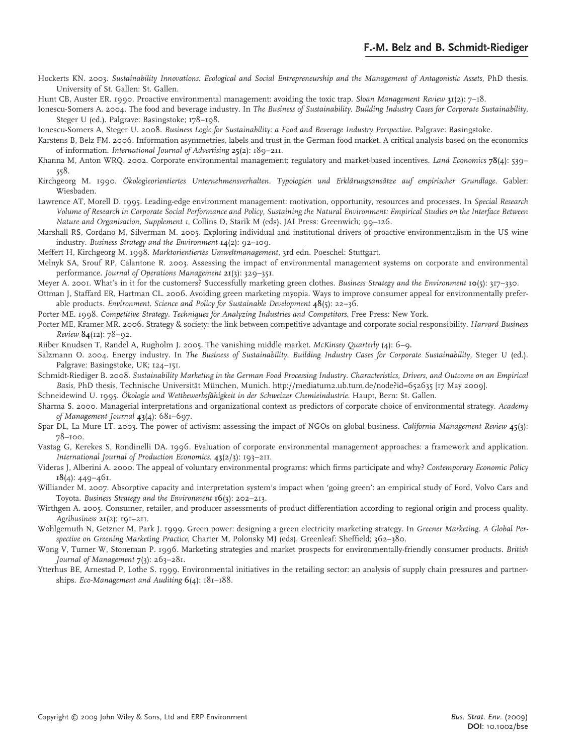Hockerts KN. 2003. *Sustainability Innovations. Ecological and Social Entrepreneurship and the Management of Antagonistic Assets*, PhD thesis. University of St. Gallen: St. Gallen.

Hunt CB, Auster ER. 1990. Proactive environmental management: avoiding the toxic trap. *Sloan Management Review* **31**(2): 7–18.

Ionescu-Somers A. 2004. The food and beverage industry. In *The Business of Sustainability. Building Industry Cases for Corporate Sustainability*, Steger U (ed.). Palgrave: Basingstoke; 178–198.

Ionescu-Somers A, Steger U. 2008. *Business Logic for Sustainability: a Food and Beverage Industry Perspective*. Palgrave: Basingstoke.

Karstens B, Belz FM. 2006. Information asymmetries, labels and trust in the German food market. A critical analysis based on the economics of information. *International Journal of Advertising* **25**(2): 189–211.

Khanna M, Anton WRQ. 2002. Corporate environmental management: regulatory and market-based incentives. *Land Economics* **78**(4): 539–558.

Kirchgeorg M. 1990. *Ökologieorientiertes Unternehmensverhalten. Typologien und Erklärungsansätze auf empirischer Grundlage*. Gabler: Wiesbaden.

Lawrence AT, Morell D. 1995. Leading-edge environment management: motivation, opportunity, resources and processes. In *Special Research Volume of Research in Corporate Social Performance and Policy, Sustaining the Natural Environment: Empirical Studies on the Interface Between Nature and Organisation, Supplement 1*, Collins D, Starik M (eds). JAI Press: Greenwich; 99–126.

Marshall RS, Cordano M, Silverman M. 2005. Exploring individual and institutional drivers of proactive environmentalism in the US wine industry. *Business Strategy and the Environment* **14**(2): 92–109.

Meffert H, Kirchgeorg M. 1998. *Marktorientiertes Umweltmanagement*, 3rd edn. Poeschel: Stuttgart.

Melnyk SA, Srouf RP, Calantone R. 2003. Assessing the impact of environmental management systems on corporate and environmental performance. *Journal of Operations Management* **21**(3): 329–351.

Meyer A. 2001. What's in it for the customers? Successfully marketing green clothes. *Business Strategy and the Environment* **10**(5): 317–330.

Ottman J, Staffard ER, Hartman CL. 2006. Avoiding green marketing myopia. Ways to improve consumer appeal for environmentally preferable products. *Environment. Science and Policy for Sustainable Development* **48**(5): 22–36.

Porter ME. 1998. *Competitive Strategy. Techniques for Analyzing Industries and Competitors*. Free Press: New York.

Porter ME, Kramer MR. 2006. Strategy & society: the link between competitive advantage and corporate social responsibility. *Harvard Business Review* **84**(12): 78–92.

Riiber Knudsen T, Randel A, Rugholm J. 2005. The vanishing middle market. *McKinsey Quarterly* (4): 6–9.

Salzmann O. 2004. Energy industry. In *The Business of Sustainability. Building Industry Cases for Corporate Sustainability*, Steger U (ed.). Palgrave: Basingstoke, UK; 124–151.

Schmidt-Riediger B. 2008. *Sustainability Marketing in the German Food Processing Industry. Characteristics, Drivers, and Outcome on an Empirical Basis*, PhD thesis, Technische Universität München, Munich. http://mediatum2.ub.tum.de/node?id=652635 [17 May 2009].

Schneidewind U. 1995. *Ökologie und Wettbewerbsfähigkeit in der Schweizer Chemieindustrie*. Haupt, Bern: St. Gallen.

Sharma S. 2000. Managerial interpretations and organizational context as predictors of corporate choice of environmental strategy. *Academy of Management Journal* **43**(4): 681–697.

Spar DL, La Mure LT. 2003. The power of activism: assessing the impact of NGOs on global business. *California Management Review* **45**(3): 78–100.

Vastag G, Kerekes S, Rondinelli DA. 1996. Evaluation of corporate environmental management approaches: a framework and application. *International Journal of Production Economics*. **43**(2/3): 193–211.

Videras J, Alberini A. 2000. The appeal of voluntary environmental programs: which firms participate and why? *Contemporary Economic Policy* **18**(4): 449–461.

Williander M. 2007. Absorptive capacity and interpretation system's impact when 'going green': an empirical study of Ford, Volvo Cars and Toyota. *Business Strategy and the Environment* **16**(3): 202–213.

Wirthgen A. 2005. Consumer, retailer, and producer assessments of product differentiation according to regional origin and process quality. *Agribusiness* **21**(2): 191–211.

Wohlgemuth N, Getzner M, Park J. 1999. Green power: designing a green electricity marketing strategy. In *Greener Marketing. A Global Perspective on Greening Marketing Practice*, Charter M, Polonsky MJ (eds). Greenleaf: Sheffield; 362–380.

Wong V, Turner W, Stoneman P. 1996. Marketing strategies and market prospects for environmentally-friendly consumer products. *British Journal of Management* **7**(3): 263–281.

Ytterhus BE, Arnestad P, Lothe S. 1999. Environmental initiatives in the retailing sector: an analysis of supply chain pressures and partnerships. *Eco-Management and Auditing* **6**(4): 181–188.